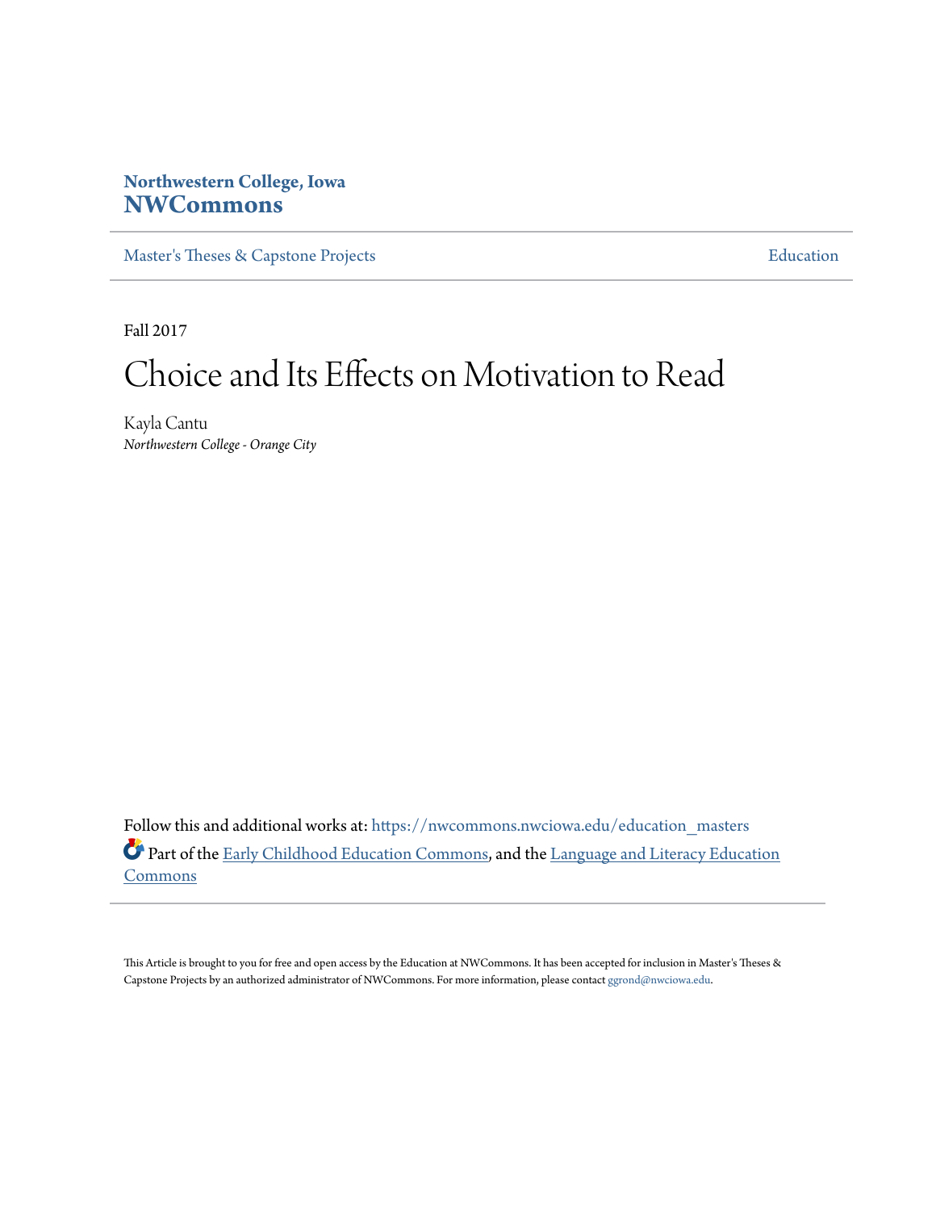Northwestern College, Iowa
**NWCommons**

Master's Theses & Capstone Projects | Education

Fall 2017

# Choice and Its Effects on Motivation to Read

Kayla Cantu
*Northwestern College - Orange City*

Follow this and additional works at: https://nwcommons.nwciowa.edu/education_masters

Part of the Early Childhood Education Commons, and the Language and Literacy Education Commons

This Article is brought to you for free and open access by the Education at NWCommons. It has been accepted for inclusion in Master's Theses & Capstone Projects by an authorized administrator of NWCommons. For more information, please contact ggrond@nwciowa.edu.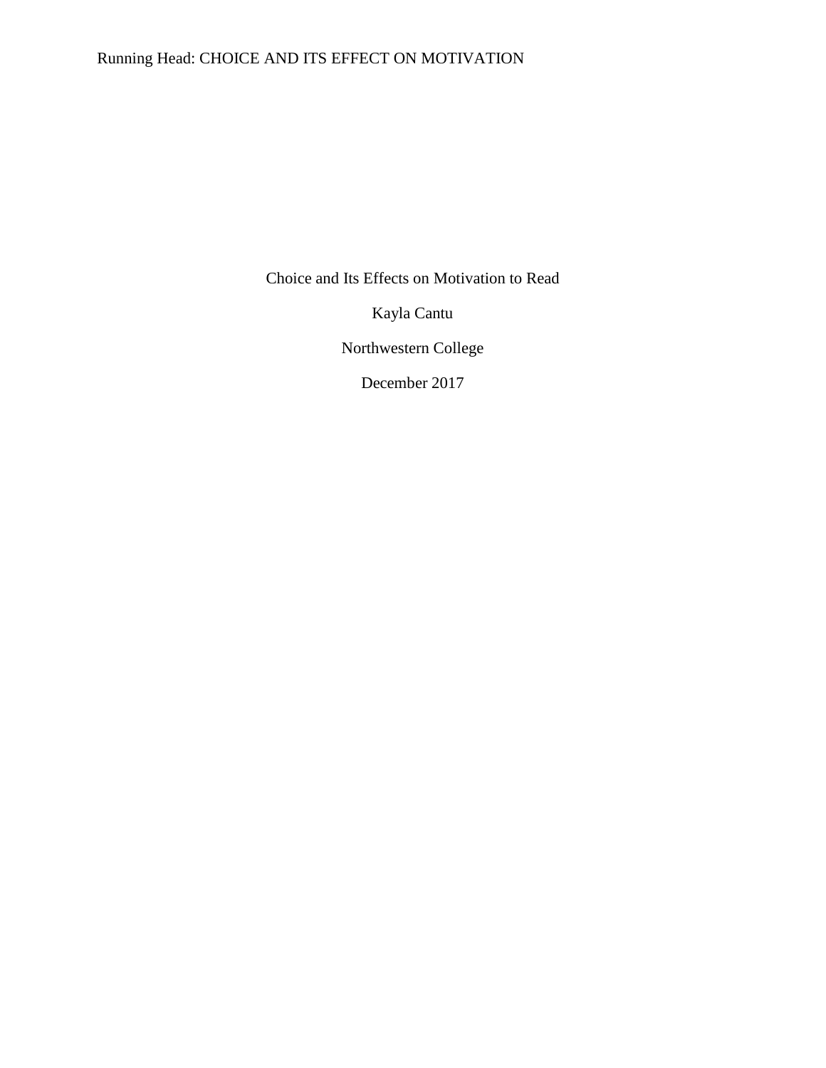Choice and Its Effects on Motivation to Read

Kayla Cantu

Northwestern College

December 2017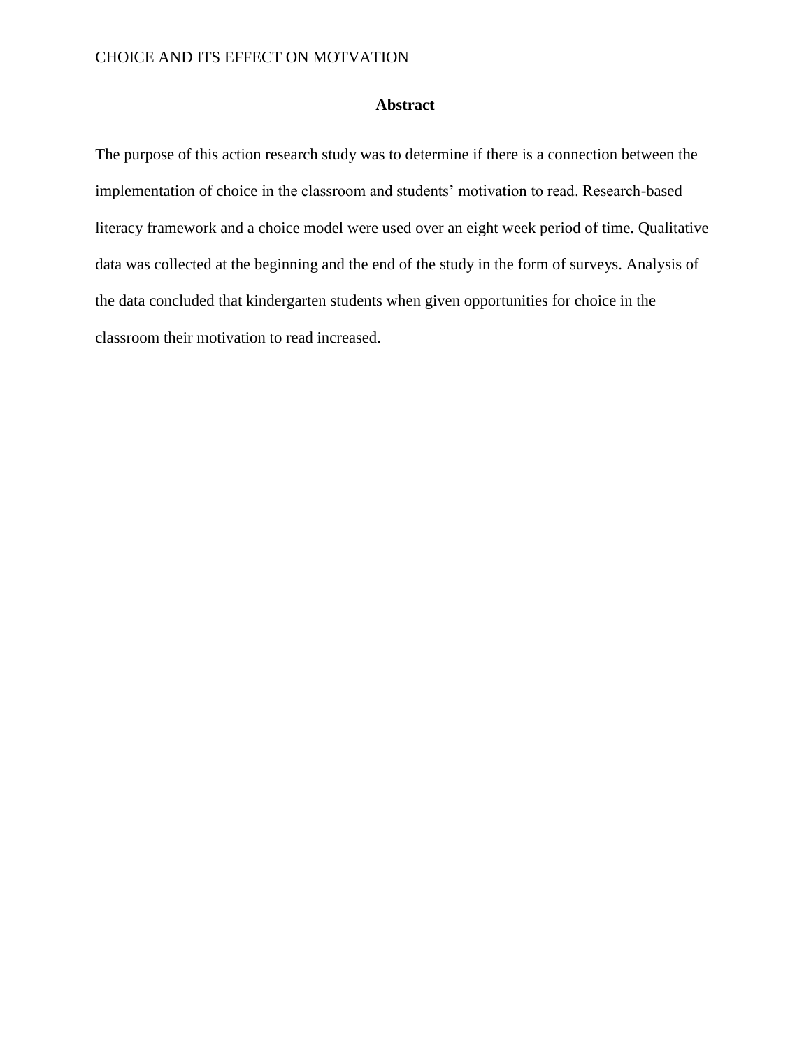## Abstract

The purpose of this action research study was to determine if there is a connection between the implementation of choice in the classroom and students' motivation to read. Research-based literacy framework and a choice model were used over an eight week period of time. Qualitative data was collected at the beginning and the end of the study in the form of surveys. Analysis of the data concluded that kindergarten students when given opportunities for choice in the classroom their motivation to read increased.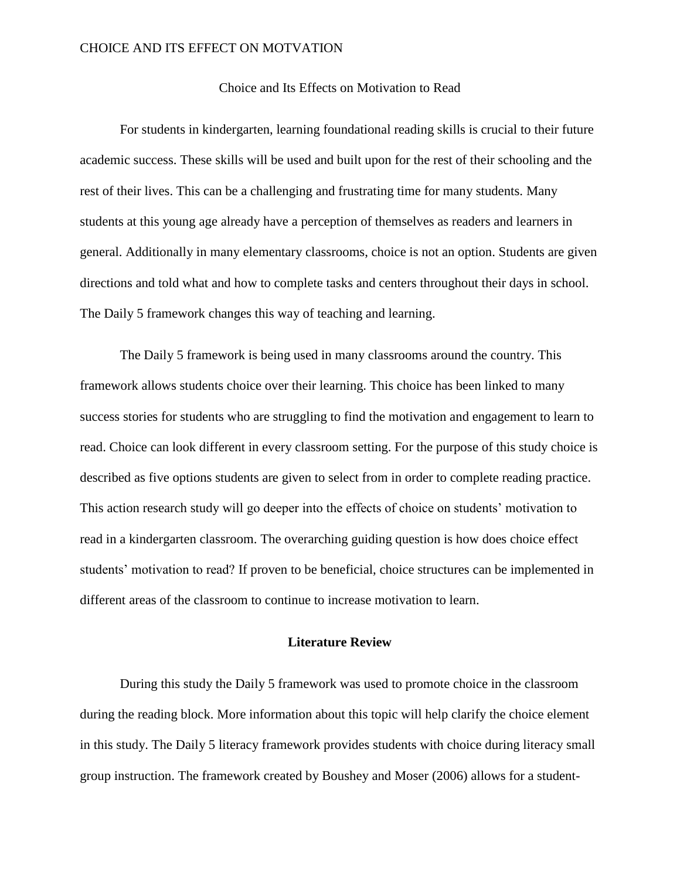Choice and Its Effects on Motivation to Read

For students in kindergarten, learning foundational reading skills is crucial to their future academic success. These skills will be used and built upon for the rest of their schooling and the rest of their lives. This can be a challenging and frustrating time for many students. Many students at this young age already have a perception of themselves as readers and learners in general. Additionally in many elementary classrooms, choice is not an option. Students are given directions and told what and how to complete tasks and centers throughout their days in school. The Daily 5 framework changes this way of teaching and learning.

The Daily 5 framework is being used in many classrooms around the country. This framework allows students choice over their learning. This choice has been linked to many success stories for students who are struggling to find the motivation and engagement to learn to read. Choice can look different in every classroom setting. For the purpose of this study choice is described as five options students are given to select from in order to complete reading practice. This action research study will go deeper into the effects of choice on students' motivation to read in a kindergarten classroom. The overarching guiding question is how does choice effect students' motivation to read? If proven to be beneficial, choice structures can be implemented in different areas of the classroom to continue to increase motivation to learn.

## Literature Review

During this study the Daily 5 framework was used to promote choice in the classroom during the reading block. More information about this topic will help clarify the choice element in this study. The Daily 5 literacy framework provides students with choice during literacy small group instruction. The framework created by Boushey and Moser (2006) allows for a student-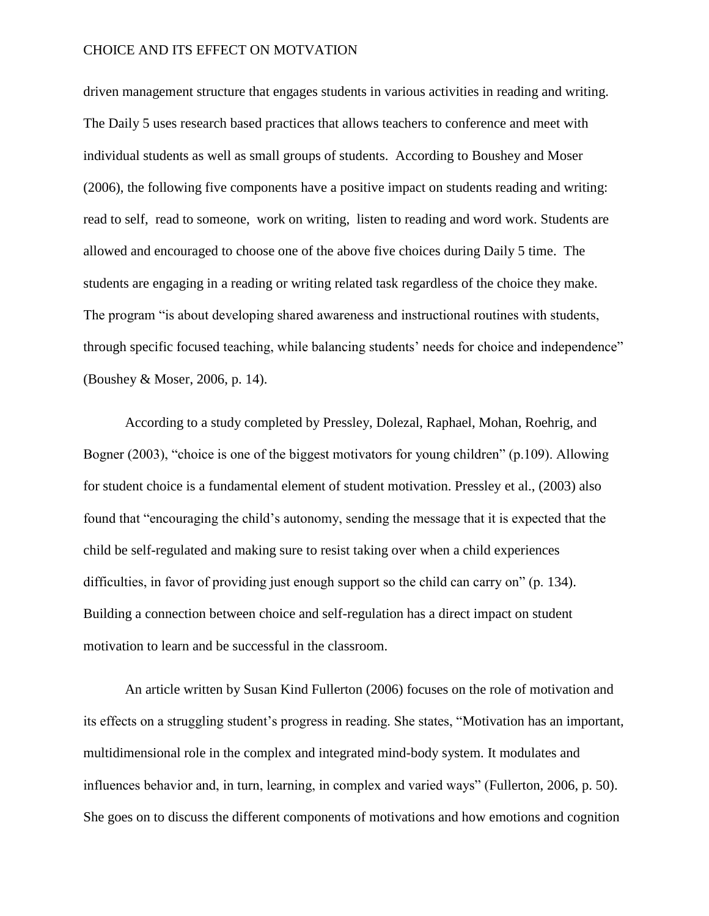driven management structure that engages students in various activities in reading and writing. The Daily 5 uses research based practices that allows teachers to conference and meet with individual students as well as small groups of students. According to Boushey and Moser (2006), the following five components have a positive impact on students reading and writing: read to self, read to someone, work on writing, listen to reading and word work. Students are allowed and encouraged to choose one of the above five choices during Daily 5 time. The students are engaging in a reading or writing related task regardless of the choice they make. The program "is about developing shared awareness and instructional routines with students, through specific focused teaching, while balancing students' needs for choice and independence" (Boushey & Moser, 2006, p. 14).

According to a study completed by Pressley, Dolezal, Raphael, Mohan, Roehrig, and Bogner (2003), "choice is one of the biggest motivators for young children" (p.109). Allowing for student choice is a fundamental element of student motivation. Pressley et al., (2003) also found that "encouraging the child's autonomy, sending the message that it is expected that the child be self-regulated and making sure to resist taking over when a child experiences difficulties, in favor of providing just enough support so the child can carry on" (p. 134). Building a connection between choice and self-regulation has a direct impact on student motivation to learn and be successful in the classroom.

An article written by Susan Kind Fullerton (2006) focuses on the role of motivation and its effects on a struggling student's progress in reading. She states, "Motivation has an important, multidimensional role in the complex and integrated mind-body system. It modulates and influences behavior and, in turn, learning, in complex and varied ways" (Fullerton, 2006, p. 50). She goes on to discuss the different components of motivations and how emotions and cognition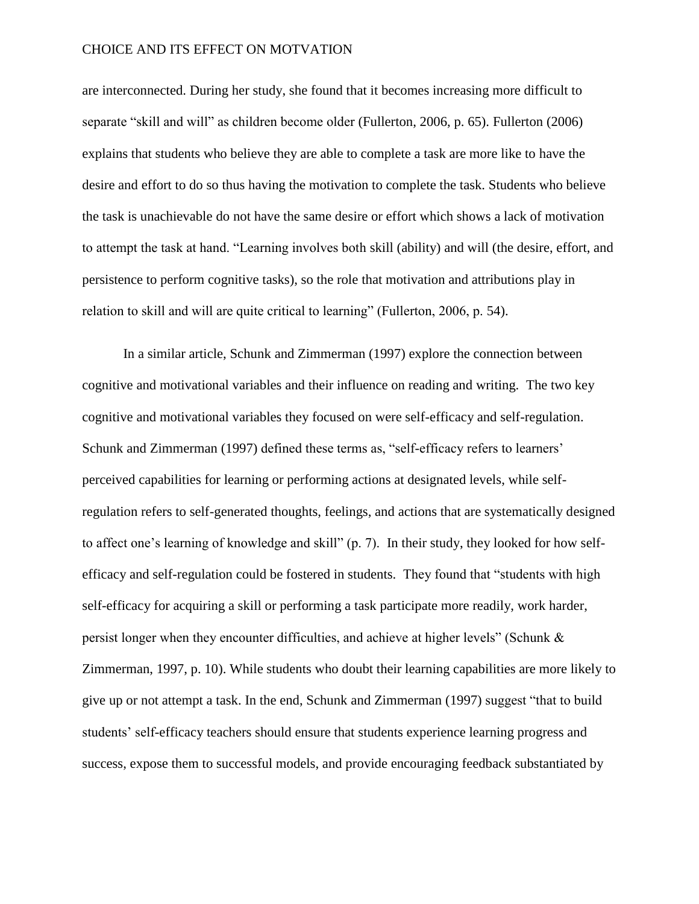are interconnected. During her study, she found that it becomes increasing more difficult to separate "skill and will" as children become older (Fullerton, 2006, p. 65). Fullerton (2006) explains that students who believe they are able to complete a task are more like to have the desire and effort to do so thus having the motivation to complete the task. Students who believe the task is unachievable do not have the same desire or effort which shows a lack of motivation to attempt the task at hand. "Learning involves both skill (ability) and will (the desire, effort, and persistence to perform cognitive tasks), so the role that motivation and attributions play in relation to skill and will are quite critical to learning" (Fullerton, 2006, p. 54).

In a similar article, Schunk and Zimmerman (1997) explore the connection between cognitive and motivational variables and their influence on reading and writing. The two key cognitive and motivational variables they focused on were self-efficacy and self-regulation. Schunk and Zimmerman (1997) defined these terms as, "self-efficacy refers to learners' perceived capabilities for learning or performing actions at designated levels, while self-regulation refers to self-generated thoughts, feelings, and actions that are systematically designed to affect one's learning of knowledge and skill" (p. 7). In their study, they looked for how self-efficacy and self-regulation could be fostered in students. They found that "students with high self-efficacy for acquiring a skill or performing a task participate more readily, work harder, persist longer when they encounter difficulties, and achieve at higher levels" (Schunk & Zimmerman, 1997, p. 10). While students who doubt their learning capabilities are more likely to give up or not attempt a task. In the end, Schunk and Zimmerman (1997) suggest "that to build students' self-efficacy teachers should ensure that students experience learning progress and success, expose them to successful models, and provide encouraging feedback substantiated by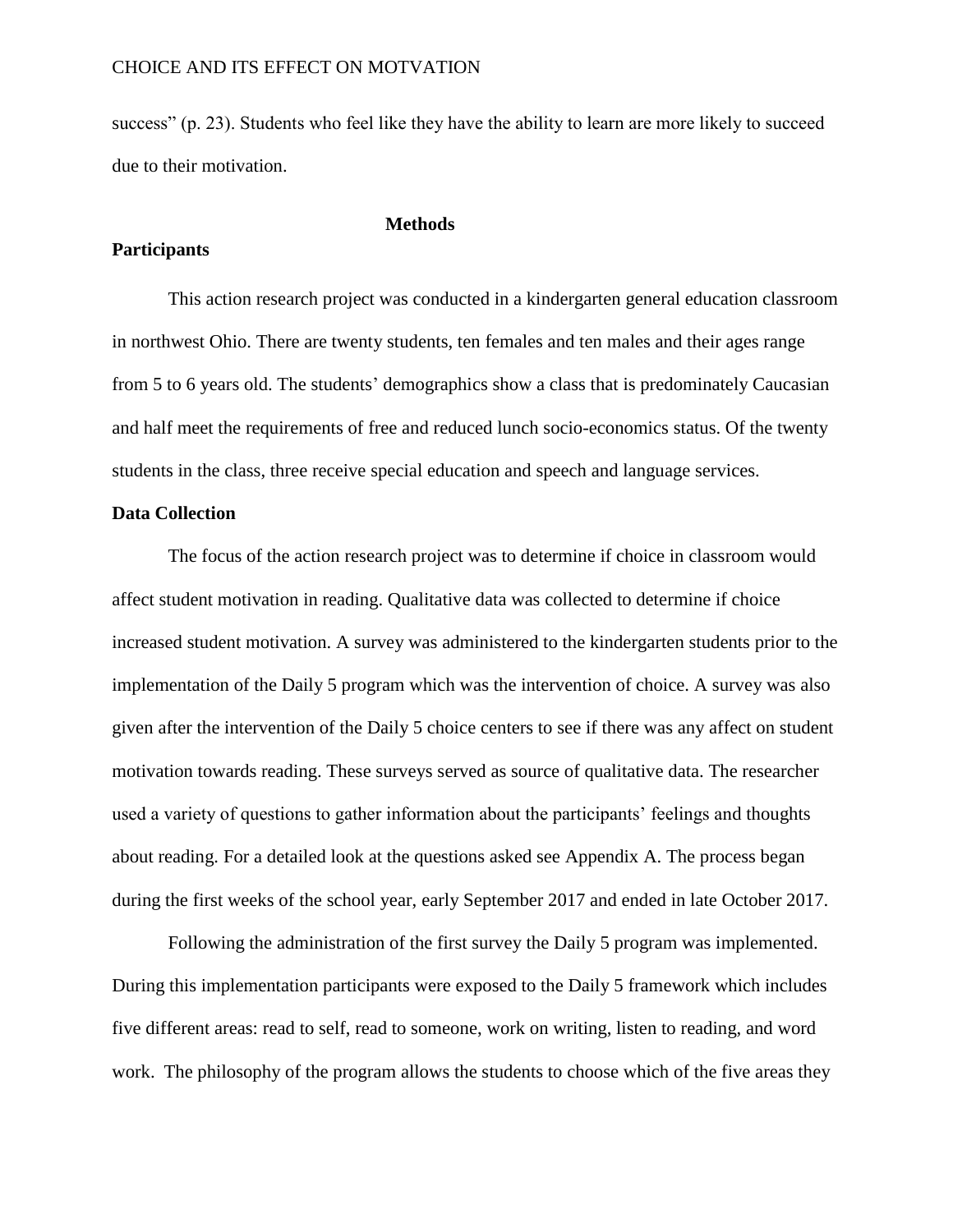success" (p. 23). Students who feel like they have the ability to learn are more likely to succeed due to their motivation.

## Methods

### Participants

This action research project was conducted in a kindergarten general education classroom in northwest Ohio. There are twenty students, ten females and ten males and their ages range from 5 to 6 years old. The students' demographics show a class that is predominately Caucasian and half meet the requirements of free and reduced lunch socio-economics status. Of the twenty students in the class, three receive special education and speech and language services.

### Data Collection

The focus of the action research project was to determine if choice in classroom would affect student motivation in reading. Qualitative data was collected to determine if choice increased student motivation. A survey was administered to the kindergarten students prior to the implementation of the Daily 5 program which was the intervention of choice. A survey was also given after the intervention of the Daily 5 choice centers to see if there was any affect on student motivation towards reading. These surveys served as source of qualitative data. The researcher used a variety of questions to gather information about the participants' feelings and thoughts about reading. For a detailed look at the questions asked see Appendix A. The process began during the first weeks of the school year, early September 2017 and ended in late October 2017.

Following the administration of the first survey the Daily 5 program was implemented. During this implementation participants were exposed to the Daily 5 framework which includes five different areas: read to self, read to someone, work on writing, listen to reading, and word work. The philosophy of the program allows the students to choose which of the five areas they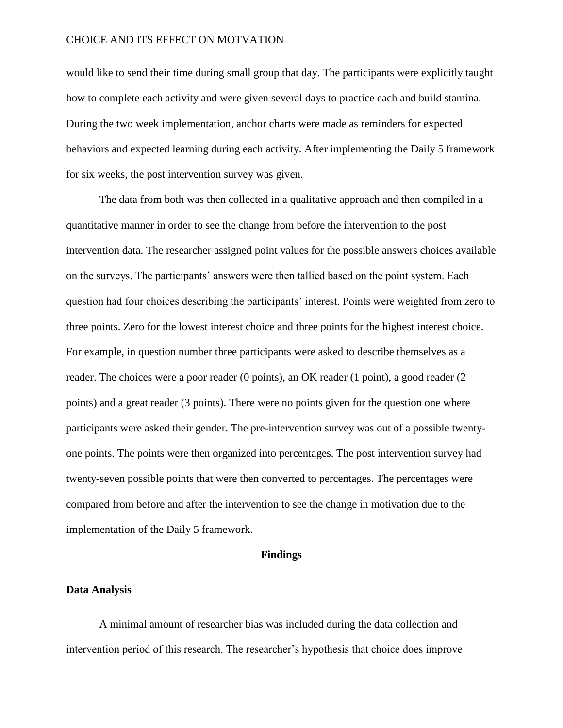would like to send their time during small group that day. The participants were explicitly taught how to complete each activity and were given several days to practice each and build stamina. During the two week implementation, anchor charts were made as reminders for expected behaviors and expected learning during each activity. After implementing the Daily 5 framework for six weeks, the post intervention survey was given.

The data from both was then collected in a qualitative approach and then compiled in a quantitative manner in order to see the change from before the intervention to the post intervention data. The researcher assigned point values for the possible answers choices available on the surveys. The participants' answers were then tallied based on the point system. Each question had four choices describing the participants' interest. Points were weighted from zero to three points. Zero for the lowest interest choice and three points for the highest interest choice. For example, in question number three participants were asked to describe themselves as a reader. The choices were a poor reader (0 points), an OK reader (1 point), a good reader (2 points) and a great reader (3 points). There were no points given for the question one where participants were asked their gender. The pre-intervention survey was out of a possible twenty-one points. The points were then organized into percentages. The post intervention survey had twenty-seven possible points that were then converted to percentages. The percentages were compared from before and after the intervention to see the change in motivation due to the implementation of the Daily 5 framework.

## Findings

### Data Analysis

A minimal amount of researcher bias was included during the data collection and intervention period of this research. The researcher's hypothesis that choice does improve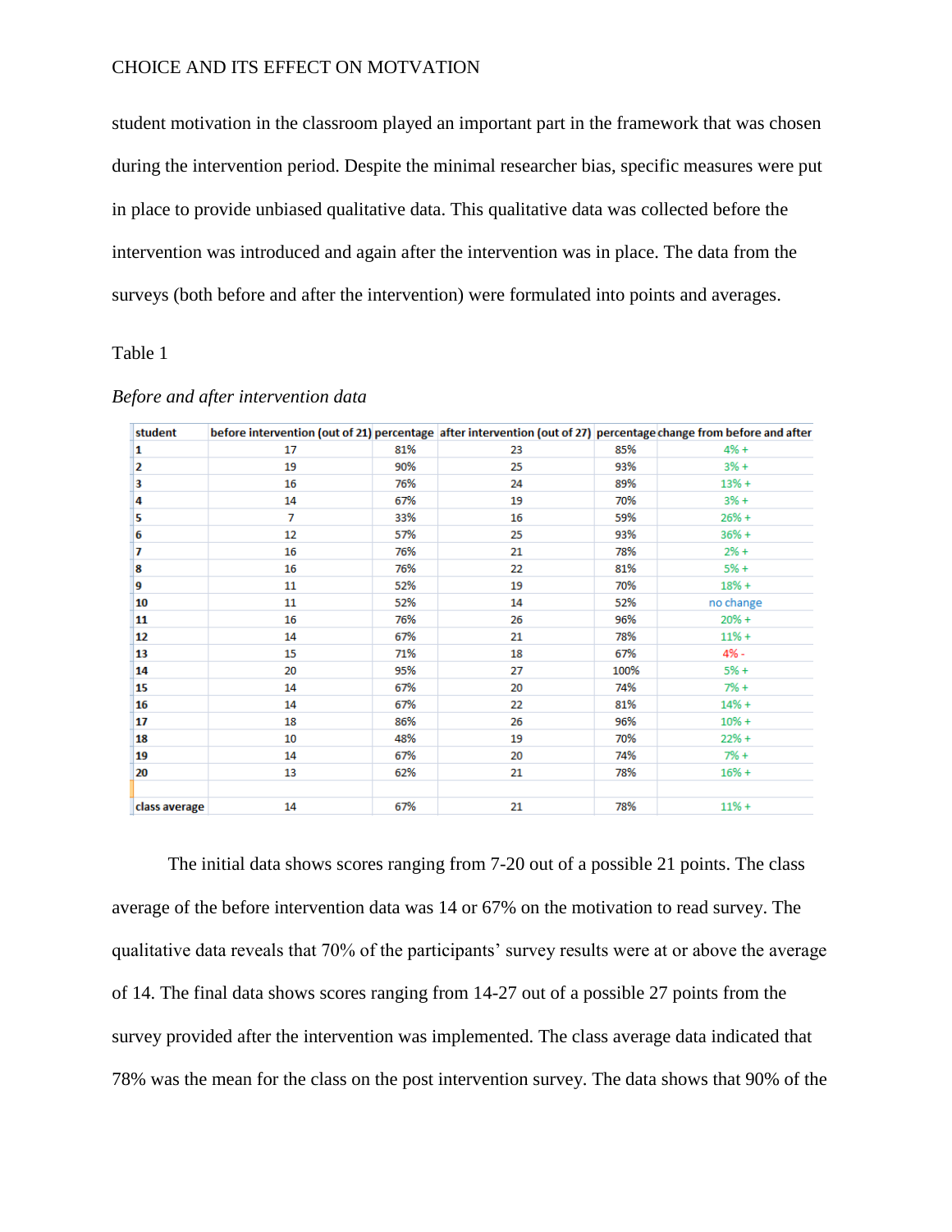student motivation in the classroom played an important part in the framework that was chosen during the intervention period. Despite the minimal researcher bias, specific measures were put in place to provide unbiased qualitative data. This qualitative data was collected before the intervention was introduced and again after the intervention was in place. The data from the surveys (both before and after the intervention) were formulated into points and averages.

Table 1

*Before and after intervention data*

| student | before intervention (out of 21) | percentage | after intervention (out of 27) | percentage | change from before and after |
|---|---|---|---|---|---|
| 1 | 17 | 81% | 23 | 85% | 4% + |
| 2 | 19 | 90% | 25 | 93% | 3% + |
| 3 | 16 | 76% | 24 | 89% | 13% + |
| 4 | 14 | 67% | 19 | 70% | 3% + |
| 5 | 7 | 33% | 16 | 59% | 26% + |
| 6 | 12 | 57% | 25 | 93% | 36% + |
| 7 | 16 | 76% | 21 | 78% | 2% + |
| 8 | 16 | 76% | 22 | 81% | 5% + |
| 9 | 11 | 52% | 19 | 70% | 18% + |
| 10 | 11 | 52% | 14 | 52% | no change |
| 11 | 16 | 76% | 26 | 96% | 20% + |
| 12 | 14 | 67% | 21 | 78% | 11% + |
| 13 | 15 | 71% | 18 | 67% | 4% - |
| 14 | 20 | 95% | 27 | 100% | 5% + |
| 15 | 14 | 67% | 20 | 74% | 7% + |
| 16 | 14 | 67% | 22 | 81% | 14% + |
| 17 | 18 | 86% | 26 | 96% | 10% + |
| 18 | 10 | 48% | 19 | 70% | 22% + |
| 19 | 14 | 67% | 20 | 74% | 7% + |
| 20 | 13 | 62% | 21 | 78% | 16% + |
| | | | | | |
| class average | 14 | 67% | 21 | 78% | 11% + |

The initial data shows scores ranging from 7-20 out of a possible 21 points. The class average of the before intervention data was 14 or 67% on the motivation to read survey. The qualitative data reveals that 70% of the participants' survey results were at or above the average of 14. The final data shows scores ranging from 14-27 out of a possible 27 points from the survey provided after the intervention was implemented. The class average data indicated that 78% was the mean for the class on the post intervention survey. The data shows that 90% of the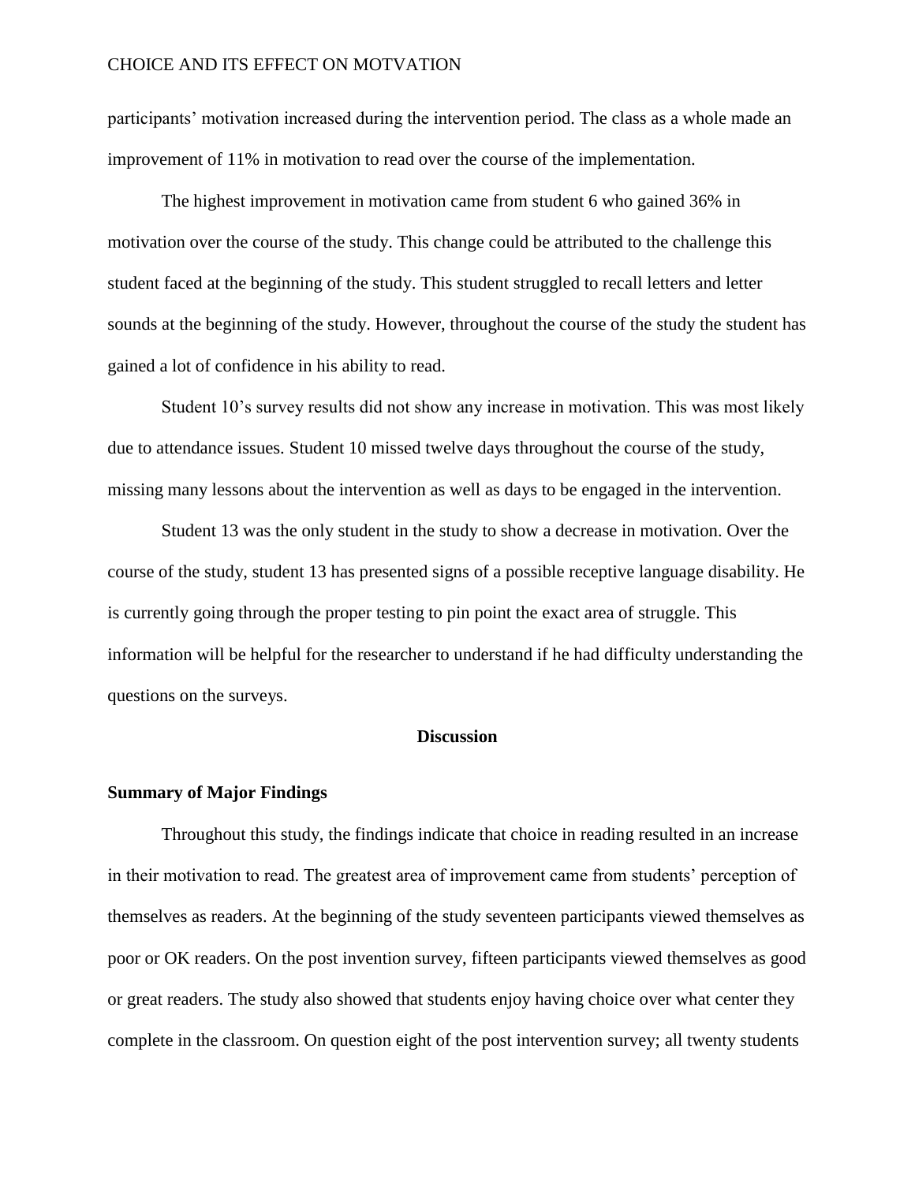participants' motivation increased during the intervention period. The class as a whole made an improvement of 11% in motivation to read over the course of the implementation.

The highest improvement in motivation came from student 6 who gained 36% in motivation over the course of the study. This change could be attributed to the challenge this student faced at the beginning of the study. This student struggled to recall letters and letter sounds at the beginning of the study. However, throughout the course of the study the student has gained a lot of confidence in his ability to read.

Student 10's survey results did not show any increase in motivation. This was most likely due to attendance issues. Student 10 missed twelve days throughout the course of the study, missing many lessons about the intervention as well as days to be engaged in the intervention.

Student 13 was the only student in the study to show a decrease in motivation. Over the course of the study, student 13 has presented signs of a possible receptive language disability. He is currently going through the proper testing to pin point the exact area of struggle. This information will be helpful for the researcher to understand if he had difficulty understanding the questions on the surveys.

## Discussion

### Summary of Major Findings

Throughout this study, the findings indicate that choice in reading resulted in an increase in their motivation to read. The greatest area of improvement came from students' perception of themselves as readers. At the beginning of the study seventeen participants viewed themselves as poor or OK readers. On the post invention survey, fifteen participants viewed themselves as good or great readers. The study also showed that students enjoy having choice over what center they complete in the classroom. On question eight of the post intervention survey; all twenty students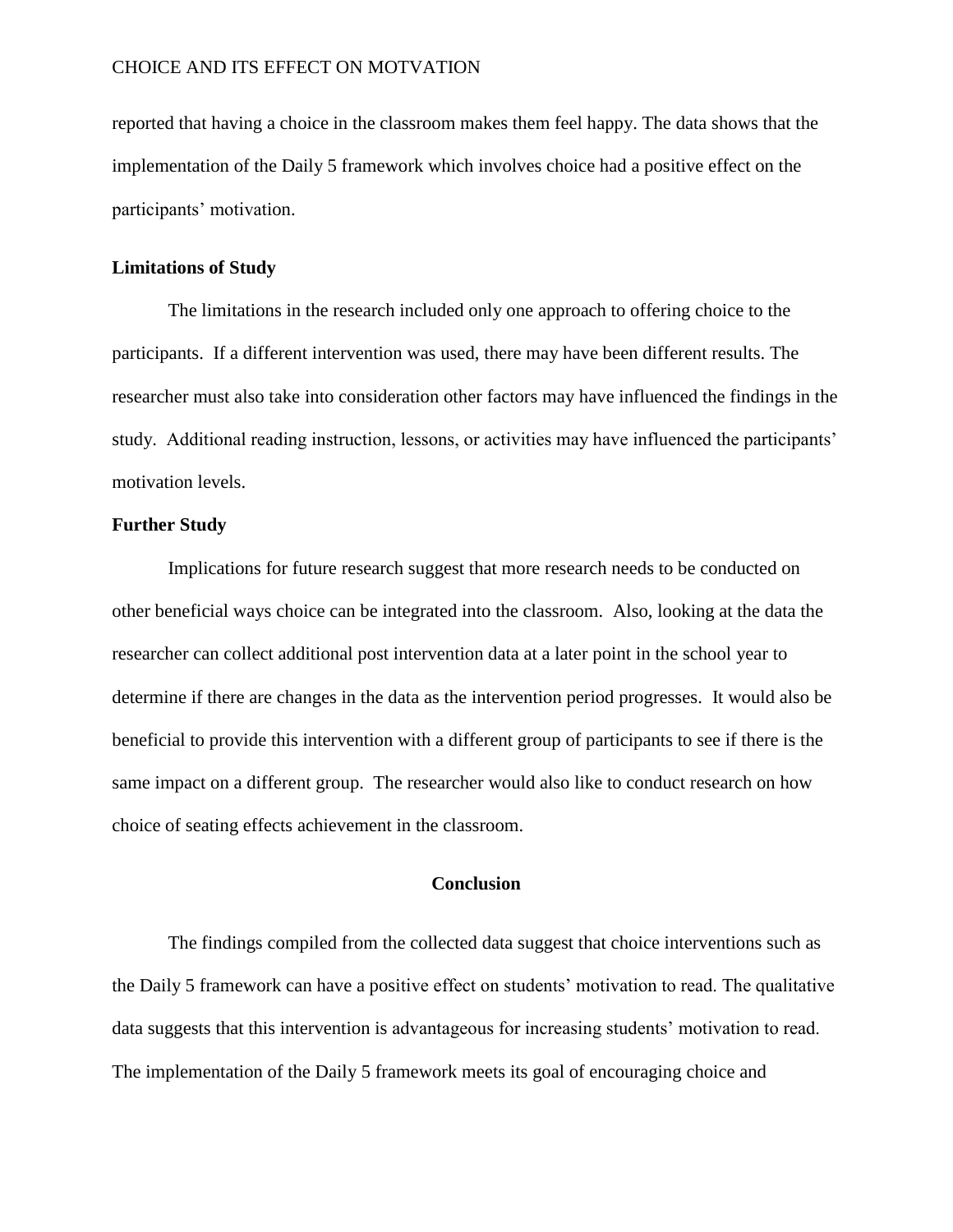reported that having a choice in the classroom makes them feel happy. The data shows that the implementation of the Daily 5 framework which involves choice had a positive effect on the participants' motivation.

### Limitations of Study

The limitations in the research included only one approach to offering choice to the participants. If a different intervention was used, there may have been different results. The researcher must also take into consideration other factors may have influenced the findings in the study. Additional reading instruction, lessons, or activities may have influenced the participants' motivation levels.

### Further Study

Implications for future research suggest that more research needs to be conducted on other beneficial ways choice can be integrated into the classroom. Also, looking at the data the researcher can collect additional post intervention data at a later point in the school year to determine if there are changes in the data as the intervention period progresses. It would also be beneficial to provide this intervention with a different group of participants to see if there is the same impact on a different group. The researcher would also like to conduct research on how choice of seating effects achievement in the classroom.

## Conclusion

The findings compiled from the collected data suggest that choice interventions such as the Daily 5 framework can have a positive effect on students' motivation to read. The qualitative data suggests that this intervention is advantageous for increasing students' motivation to read. The implementation of the Daily 5 framework meets its goal of encouraging choice and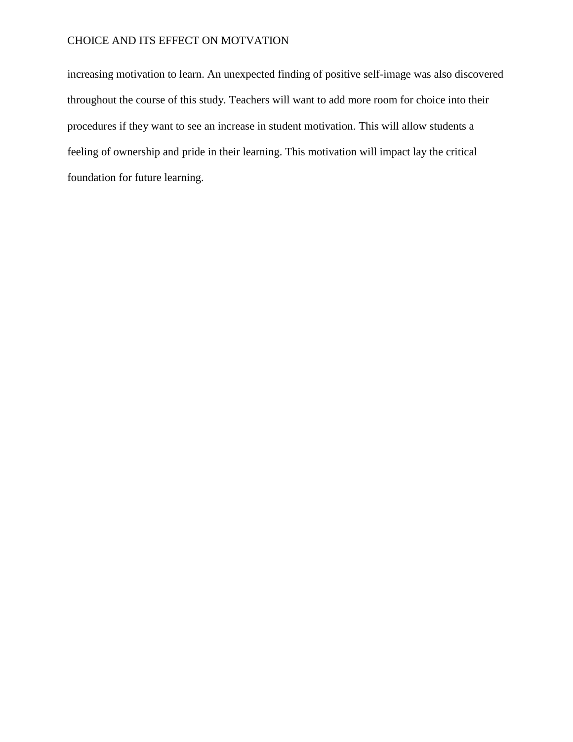increasing motivation to learn. An unexpected finding of positive self-image was also discovered throughout the course of this study. Teachers will want to add more room for choice into their procedures if they want to see an increase in student motivation. This will allow students a feeling of ownership and pride in their learning. This motivation will impact lay the critical foundation for future learning.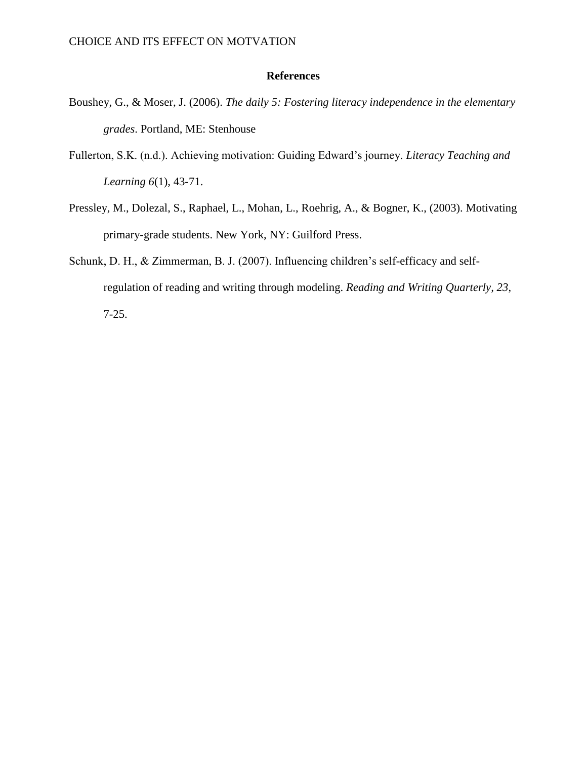## References

Boushey, G., & Moser, J. (2006). *The daily 5: Fostering literacy independence in the elementary grades*. Portland, ME: Stenhouse

Fullerton, S.K. (n.d.). Achieving motivation: Guiding Edward's journey. *Literacy Teaching and Learning 6*(1), 43-71.

Pressley, M., Dolezal, S., Raphael, L., Mohan, L., Roehrig, A., & Bogner, K., (2003). Motivating primary-grade students. New York, NY: Guilford Press.

Schunk, D. H., & Zimmerman, B. J. (2007). Influencing children's self-efficacy and self-regulation of reading and writing through modeling. *Reading and Writing Quarterly, 23*, 7-25.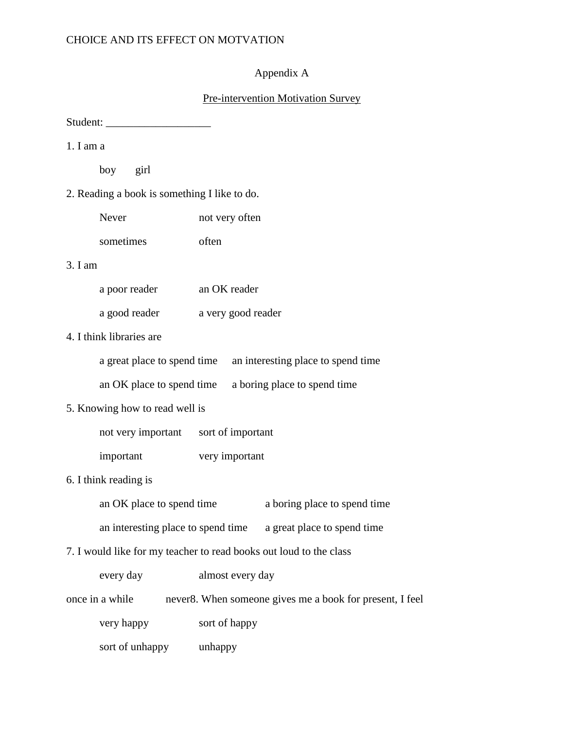Appendix A

Pre-intervention Motivation Survey

Student: ___________________

1. I am a

    boy    girl

2. Reading a book is something I like to do.

    Never    not very often

    sometimes    often

3. I am

    a poor reader    an OK reader

    a good reader    a very good reader

4. I think libraries are

    a great place to spend time    an interesting place to spend time

    an OK place to spend time    a boring place to spend time

5. Knowing how to read well is

    not very important    sort of important

    important    very important

6. I think reading is

    an OK place to spend time    a boring place to spend time

    an interesting place to spend time    a great place to spend time

7. I would like for my teacher to read books out loud to the class

    every day    almost every day

once in a while    never8. When someone gives me a book for present, I feel

    very happy    sort of happy

    sort of unhappy    unhappy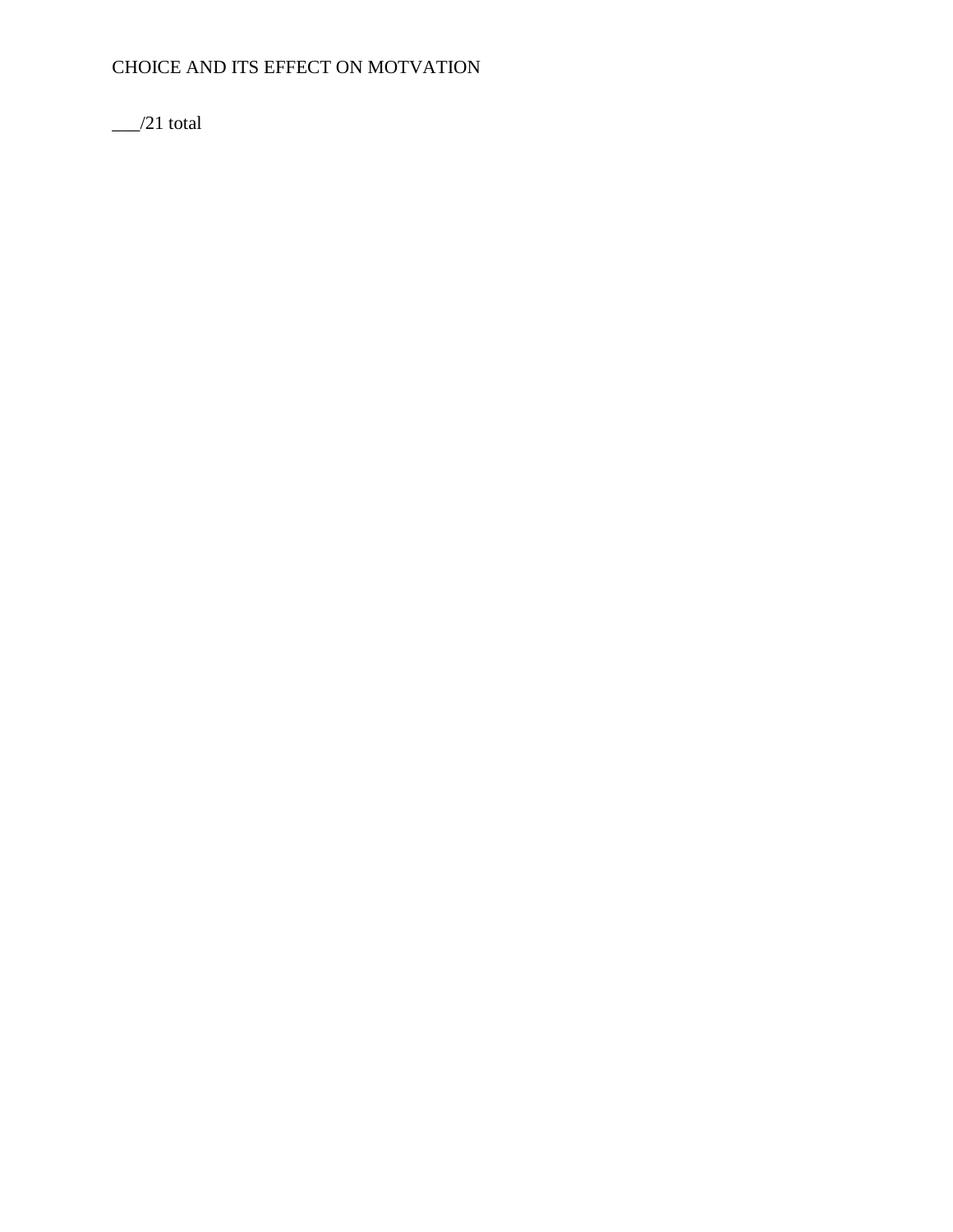___/21 total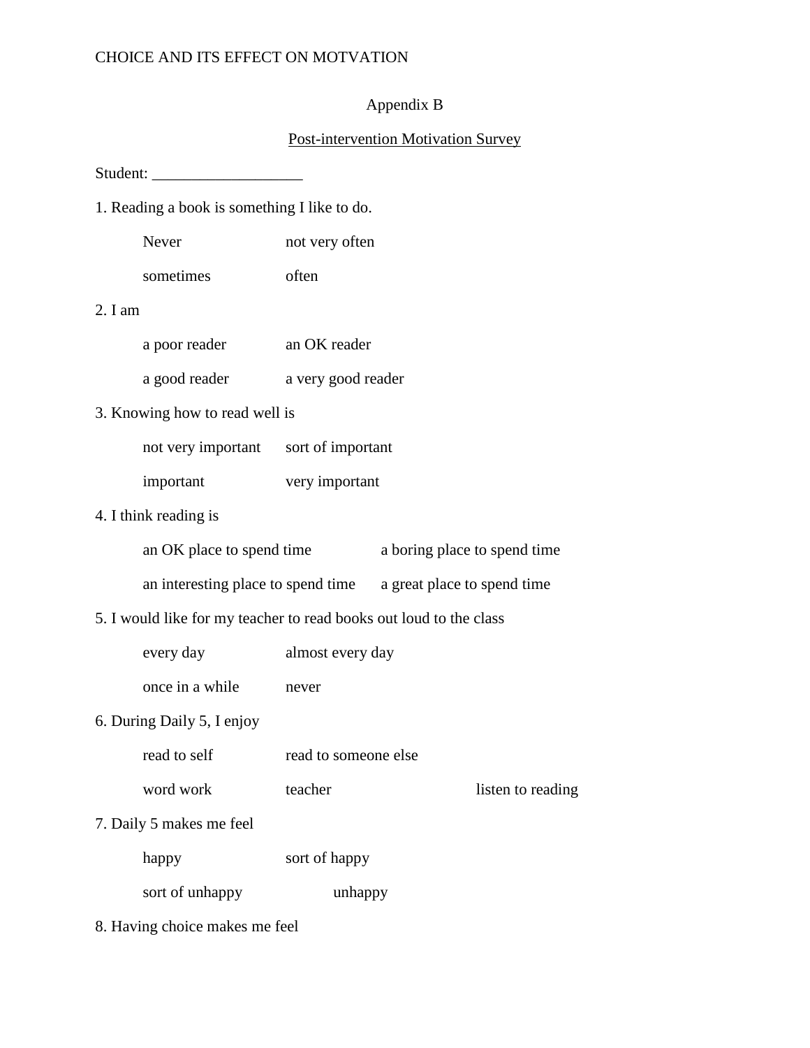Appendix B

Post-intervention Motivation Survey

Student: ___________________

1. Reading a book is something I like to do.

   Never    not very often

   sometimes    often

2. I am

   a poor reader    an OK reader

   a good reader    a very good reader

3. Knowing how to read well is

   not very important    sort of important

   important    very important

4. I think reading is

   an OK place to spend time    a boring place to spend time

   an interesting place to spend time    a great place to spend time

5. I would like for my teacher to read books out loud to the class

   every day    almost every day

   once in a while    never

6. During Daily 5, I enjoy

   read to self    read to someone else

   word work    teacher    listen to reading

7. Daily 5 makes me feel

   happy    sort of happy

   sort of unhappy    unhappy

8. Having choice makes me feel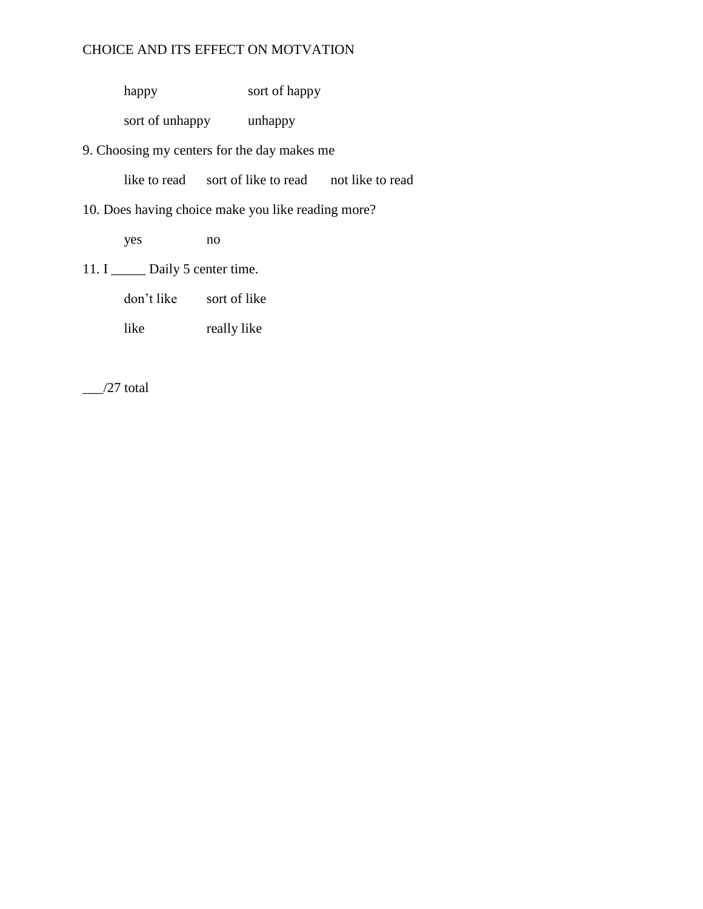happy sort of happy

sort of unhappy unhappy

9. Choosing my centers for the day makes me

like to read sort of like to read not like to read

10. Does having choice make you like reading more?

yes no

11. I _____ Daily 5 center time.

don't like sort of like

like really like

___/27 total